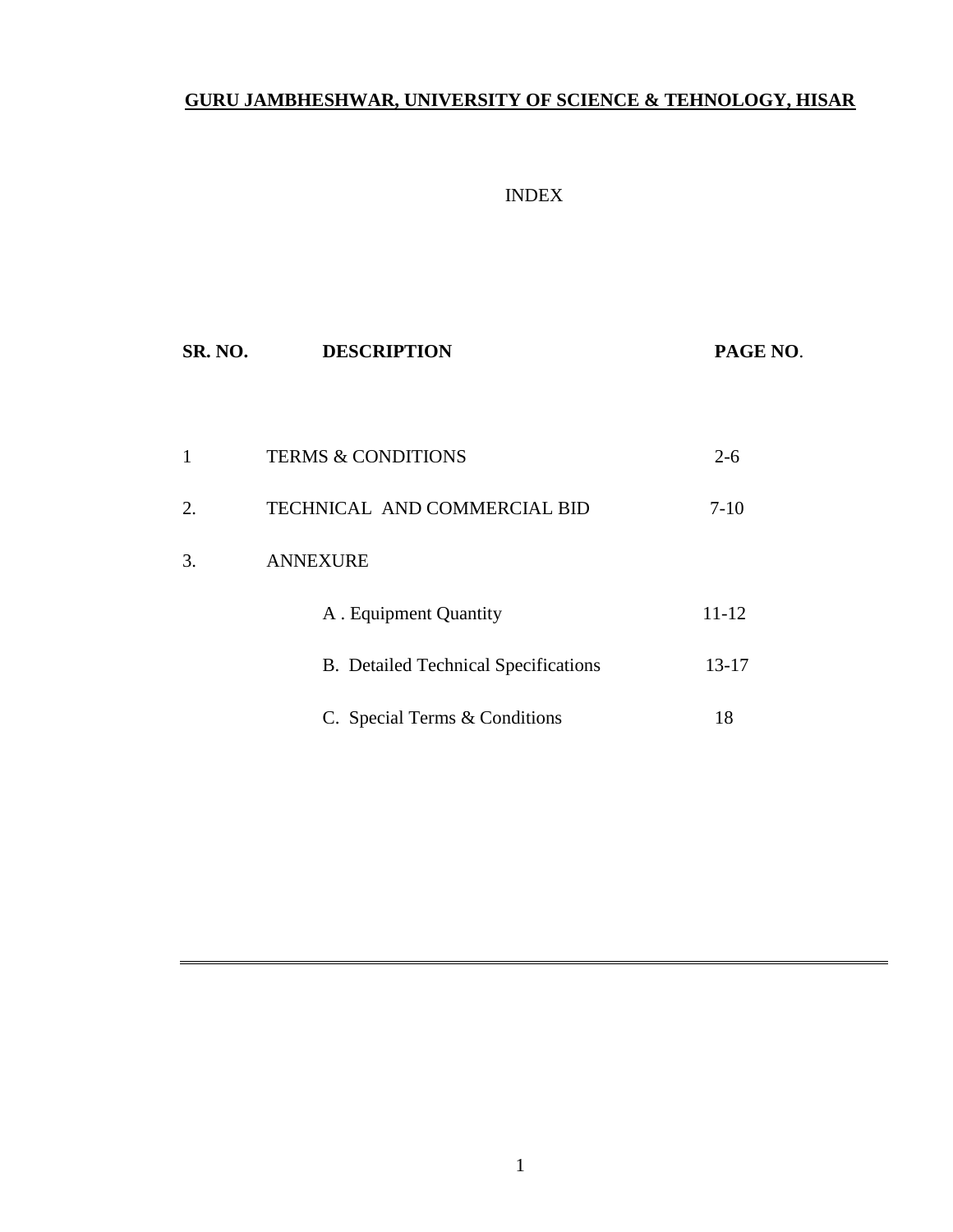# **GURU JAMBHESHWAR, UNIVERSITY OF SCIENCE & TEHNOLOGY, HISAR**

INDEX

| SR. NO. | DESCRIPTION | PAGE NO. |
|---|---|---|
| 1 | TERMS & CONDITIONS | 2-6 |
| 2. | TECHNICAL AND COMMERCIAL BID | 7-10 |
| 3. | ANNEXURE | |
| | A . Equipment Quantity | 11-12 |
| | B. Detailed Technical Specifications | 13-17 |
| | C. Special Terms & Conditions | 18 |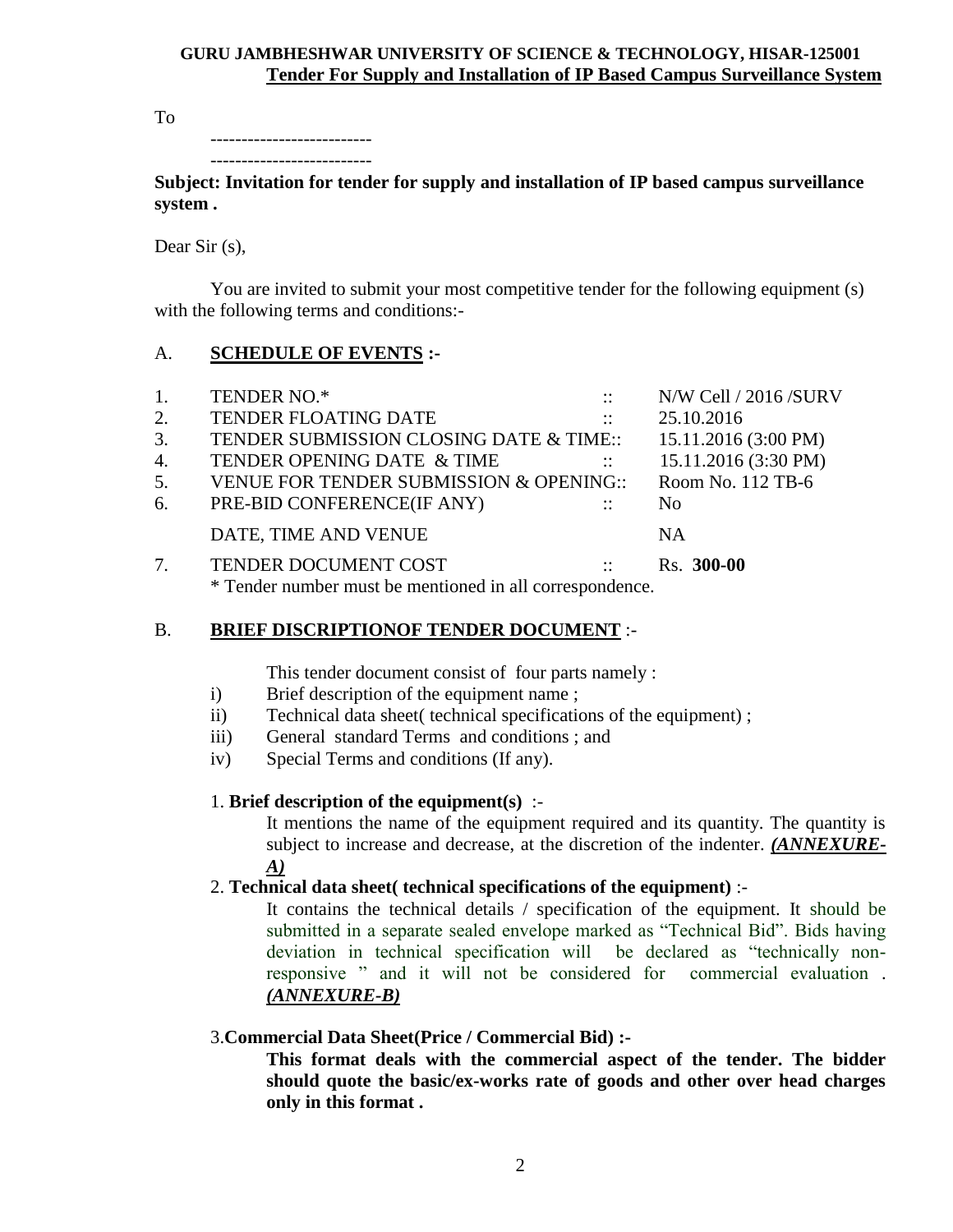**GURU JAMBHESHWAR UNIVERSITY OF SCIENCE & TECHNOLOGY, HISAR-125001**

**Tender For Supply and Installation of IP Based Campus Surveillance System**

To

--------------------------

--------------------------

**Subject: Invitation for tender for supply and installation of IP based campus surveillance system .**

Dear Sir (s),

You are invited to submit your most competitive tender for the following equipment (s) with the following terms and conditions:-

## A. SCHEDULE OF EVENTS :-

| | | | |
|---|---|---|---|
| 1. | TENDER NO.* | :: | N/W Cell / 2016 /SURV |
| 2. | TENDER FLOATING DATE | :: | 25.10.2016 |
| 3. | TENDER SUBMISSION CLOSING DATE & TIME | :: | 15.11.2016 (3:00 PM) |
| 4. | TENDER OPENING DATE & TIME | :: | 15.11.2016 (3:30 PM) |
| 5. | VENUE FOR TENDER SUBMISSION & OPENING | :: | Room No. 112 TB-6 |
| 6. | PRE-BID CONFERENCE(IF ANY) | :: | No |
| | DATE, TIME AND VENUE | | NA |
| 7. | TENDER DOCUMENT COST | :: | Rs. **300-00** |

\* Tender number must be mentioned in all correspondence.

## B. BRIEF DISCRIPTIONOF TENDER DOCUMENT :-

This tender document consist of four parts namely :

i) Brief description of the equipment name ;

ii) Technical data sheet( technical specifications of the equipment) ;

iii) General standard Terms and conditions ; and

iv) Special Terms and conditions (If any).

1. **Brief description of the equipment(s)** :-

   It mentions the name of the equipment required and its quantity. The quantity is subject to increase and decrease, at the discretion of the indenter. ***(ANNEXURE-A)***

2. **Technical data sheet( technical specifications of the equipment)** :-

   It contains the technical details / specification of the equipment. It should be submitted in a separate sealed envelope marked as "Technical Bid". Bids having deviation in technical specification will be declared as "technically non-responsive " and it will not be considered for commercial evaluation . ***(ANNEXURE-B)***

3. **Commercial Data Sheet(Price / Commercial Bid) :-**

   **This format deals with the commercial aspect of the tender. The bidder should quote the basic/ex-works rate of goods and other over head charges only in this format .**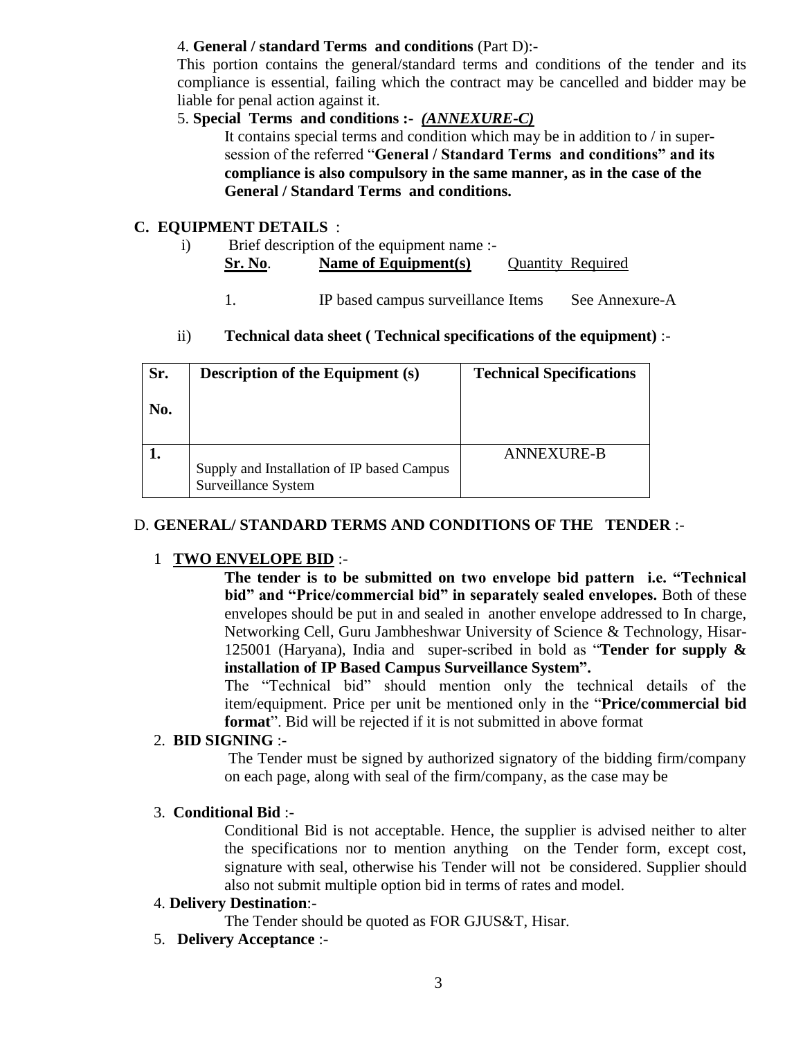4. **General / standard Terms and conditions** (Part D):-

This portion contains the general/standard terms and conditions of the tender and its compliance is essential, failing which the contract may be cancelled and bidder may be liable for penal action against it.

5. **Special Terms and conditions :-** ***ANNEXURE-C)***

It contains special terms and condition which may be in addition to / in super-session of the referred "**General / Standard Terms and conditions" and its compliance is also compulsory in the same manner, as in the case of the General / Standard Terms and conditions.**

## C. EQUIPMENT DETAILS :

i) Brief description of the equipment name :-

| **Sr. No**. | **Name of Equipment(s)** | Quantity Required |
|---|---|---|
| 1. | IP based campus surveillance Items | See Annexure-A |

ii) **Technical data sheet ( Technical specifications of the equipment)** :-

| Sr. No. | Description of the Equipment (s) | Technical Specifications |
|---|---|---|
| **1.** | Supply and Installation of IP based Campus Surveillance System | ANNEXURE-B |

## D. GENERAL/ STANDARD TERMS AND CONDITIONS OF THE TENDER :-

1 **TWO ENVELOPE BID** :-

**The tender is to be submitted on two envelope bid pattern i.e. "Technical bid" and "Price/commercial bid" in separately sealed envelopes.** Both of these envelopes should be put in and sealed in another envelope addressed to In charge, Networking Cell, Guru Jambheshwar University of Science & Technology, Hisar-125001 (Haryana), India and super-scribed in bold as "**Tender for supply & installation of IP Based Campus Surveillance System".**

The "Technical bid" should mention only the technical details of the item/equipment. Price per unit be mentioned only in the "**Price/commercial bid format**". Bid will be rejected if it is not submitted in above format

2. **BID SIGNING** :-

The Tender must be signed by authorized signatory of the bidding firm/company on each page, along with seal of the firm/company, as the case may be

3. **Conditional Bid** :-

Conditional Bid is not acceptable. Hence, the supplier is advised neither to alter the specifications nor to mention anything on the Tender form, except cost, signature with seal, otherwise his Tender will not be considered. Supplier should also not submit multiple option bid in terms of rates and model.

4. **Delivery Destination**:-

The Tender should be quoted as FOR GJUS&T, Hisar.

5. **Delivery Acceptance** :-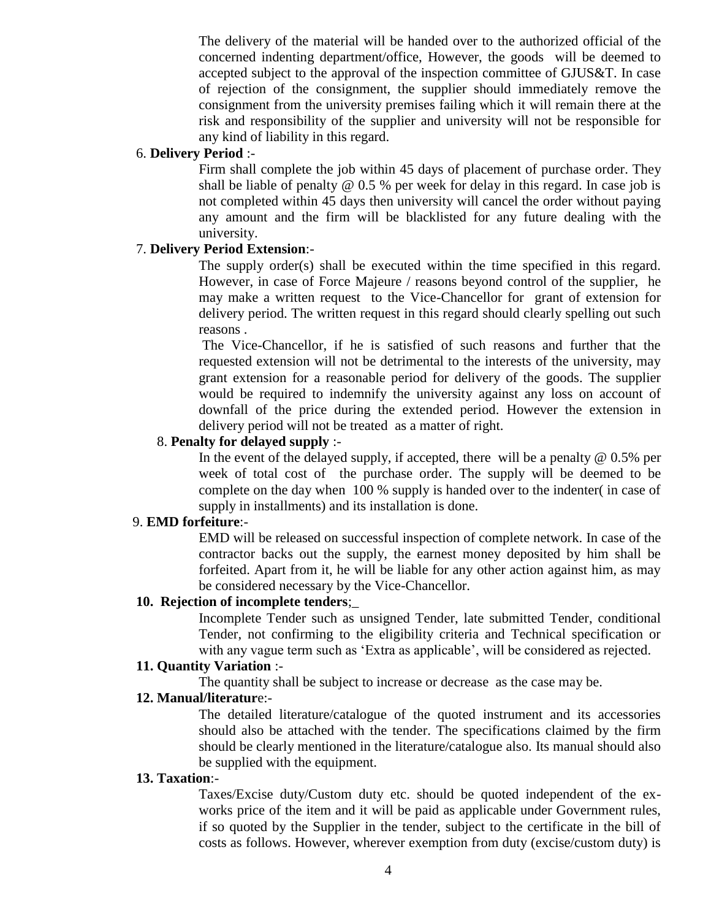The delivery of the material will be handed over to the authorized official of the concerned indenting department/office, However, the goods will be deemed to accepted subject to the approval of the inspection committee of GJUS&T. In case of rejection of the consignment, the supplier should immediately remove the consignment from the university premises failing which it will remain there at the risk and responsibility of the supplier and university will not be responsible for any kind of liability in this regard.

6. **Delivery Period** :-

Firm shall complete the job within 45 days of placement of purchase order. They shall be liable of penalty @ 0.5 % per week for delay in this regard. In case job is not completed within 45 days then university will cancel the order without paying any amount and the firm will be blacklisted for any future dealing with the university.

7. **Delivery Period Extension**:-

The supply order(s) shall be executed within the time specified in this regard. However, in case of Force Majeure / reasons beyond control of the supplier, he may make a written request to the Vice-Chancellor for grant of extension for delivery period. The written request in this regard should clearly spelling out such reasons .

The Vice-Chancellor, if he is satisfied of such reasons and further that the requested extension will not be detrimental to the interests of the university, may grant extension for a reasonable period for delivery of the goods. The supplier would be required to indemnify the university against any loss on account of downfall of the price during the extended period. However the extension in delivery period will not be treated as a matter of right.

8. **Penalty for delayed supply** :-

In the event of the delayed supply, if accepted, there will be a penalty @ 0.5% per week of total cost of the purchase order. The supply will be deemed to be complete on the day when 100 % supply is handed over to the indenter( in case of supply in installments) and its installation is done.

9. **EMD forfeiture**:-

EMD will be released on successful inspection of complete network. In case of the contractor backs out the supply, the earnest money deposited by him shall be forfeited. Apart from it, he will be liable for any other action against him, as may be considered necessary by the Vice-Chancellor.

**10. Rejection of incomplete tenders**;_

Incomplete Tender such as unsigned Tender, late submitted Tender, conditional Tender, not confirming to the eligibility criteria and Technical specification or with any vague term such as 'Extra as applicable', will be considered as rejected.

**11. Quantity Variation** :-

The quantity shall be subject to increase or decrease as the case may be.

**12. Manual/literatur**e:-

The detailed literature/catalogue of the quoted instrument and its accessories should also be attached with the tender. The specifications claimed by the firm should be clearly mentioned in the literature/catalogue also. Its manual should also be supplied with the equipment.

**13. Taxation**:-

Taxes/Excise duty/Custom duty etc. should be quoted independent of the ex-works price of the item and it will be paid as applicable under Government rules, if so quoted by the Supplier in the tender, subject to the certificate in the bill of costs as follows. However, wherever exemption from duty (excise/custom duty) is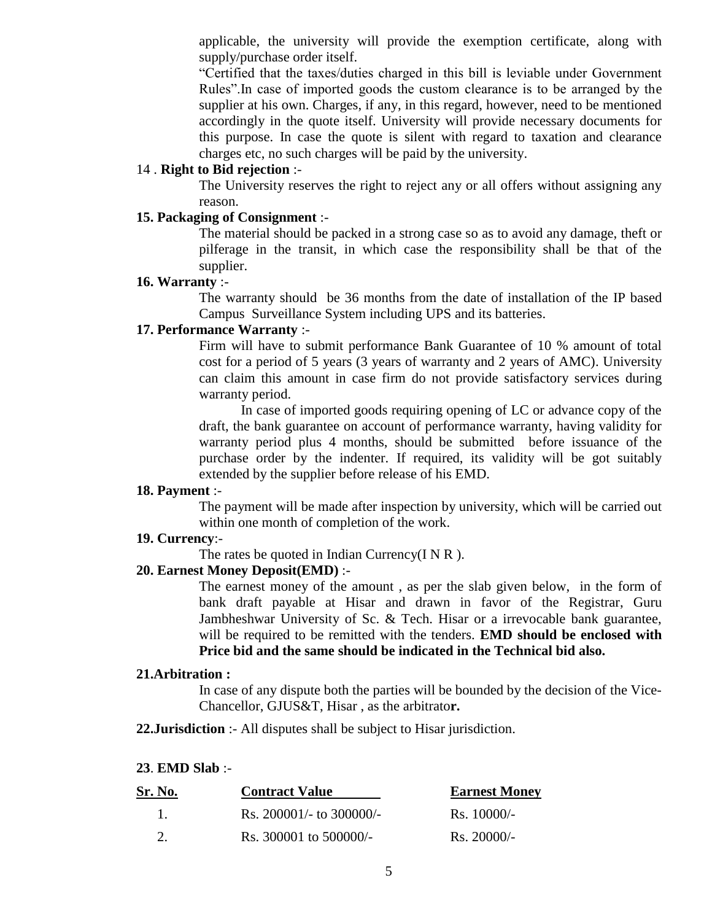applicable, the university will provide the exemption certificate, along with supply/purchase order itself.

"Certified that the taxes/duties charged in this bill is leviable under Government Rules".In case of imported goods the custom clearance is to be arranged by the supplier at his own. Charges, if any, in this regard, however, need to be mentioned accordingly in the quote itself. University will provide necessary documents for this purpose. In case the quote is silent with regard to taxation and clearance charges etc, no such charges will be paid by the university.

14 . **Right to Bid rejection** :-

The University reserves the right to reject any or all offers without assigning any reason.

**15. Packaging of Consignment** :-

The material should be packed in a strong case so as to avoid any damage, theft or pilferage in the transit, in which case the responsibility shall be that of the supplier.

**16. Warranty** :-

The warranty should be 36 months from the date of installation of the IP based Campus Surveillance System including UPS and its batteries.

**17. Performance Warranty** :-

Firm will have to submit performance Bank Guarantee of 10 % amount of total cost for a period of 5 years (3 years of warranty and 2 years of AMC). University can claim this amount in case firm do not provide satisfactory services during warranty period.

In case of imported goods requiring opening of LC or advance copy of the draft, the bank guarantee on account of performance warranty, having validity for warranty period plus 4 months, should be submitted before issuance of the purchase order by the indenter. If required, its validity will be got suitably extended by the supplier before release of his EMD.

**18. Payment** :-

The payment will be made after inspection by university, which will be carried out within one month of completion of the work.

**19. Currency**:-

The rates be quoted in Indian Currency(I N R ).

**20. Earnest Money Deposit(EMD)** :-

The earnest money of the amount , as per the slab given below, in the form of bank draft payable at Hisar and drawn in favor of the Registrar, Guru Jambheshwar University of Sc. & Tech. Hisar or a irrevocable bank guarantee, will be required to be remitted with the tenders. **EMD should be enclosed with Price bid and the same should be indicated in the Technical bid also.**

**21.Arbitration :**

In case of any dispute both the parties will be bounded by the decision of the Vice-Chancellor, GJUS&T, Hisar , as the arbitrator.

**22.Jurisdiction** :- All disputes shall be subject to Hisar jurisdiction.

**23**. **EMD Slab** :-

| Sr. No. | Contract Value | Earnest Money |
|---|---|---|
| 1. | Rs. 200001/- to 300000/- | Rs. 10000/- |
| 2. | Rs. 300001 to 500000/- | Rs. 20000/- |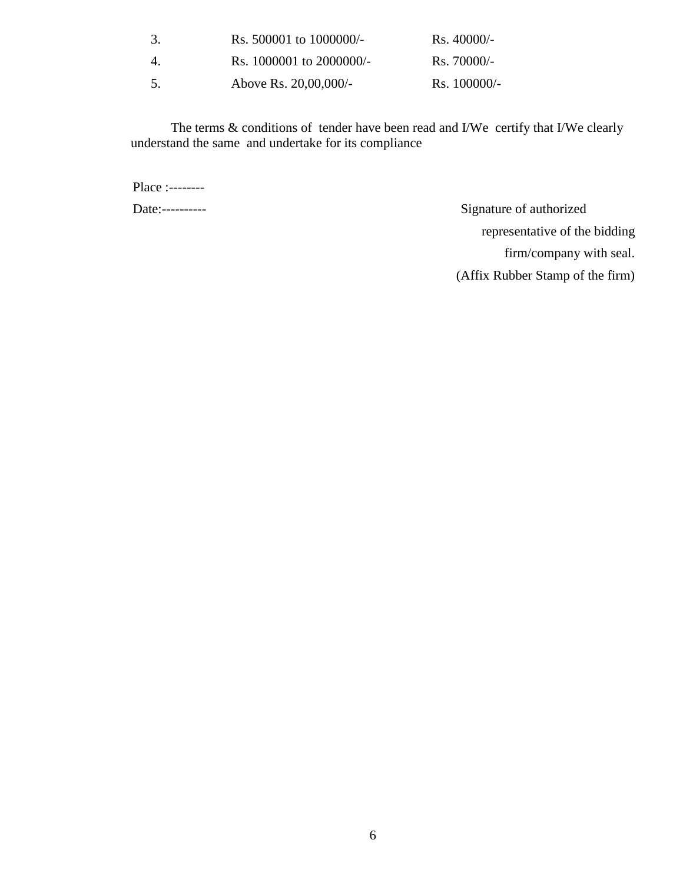| | | |
|---|---|---|
| 3. | Rs. 500001 to 1000000/- | Rs. 40000/- |
| 4. | Rs. 1000001 to 2000000/- | Rs. 70000/- |
| 5. | Above Rs. 20,00,000/- | Rs. 100000/- |

The terms & conditions of tender have been read and I/We certify that I/We clearly understand the same and undertake for its compliance

Place :--------

Date:----------

Signature of authorized representative of the bidding firm/company with seal.

(Affix Rubber Stamp of the firm)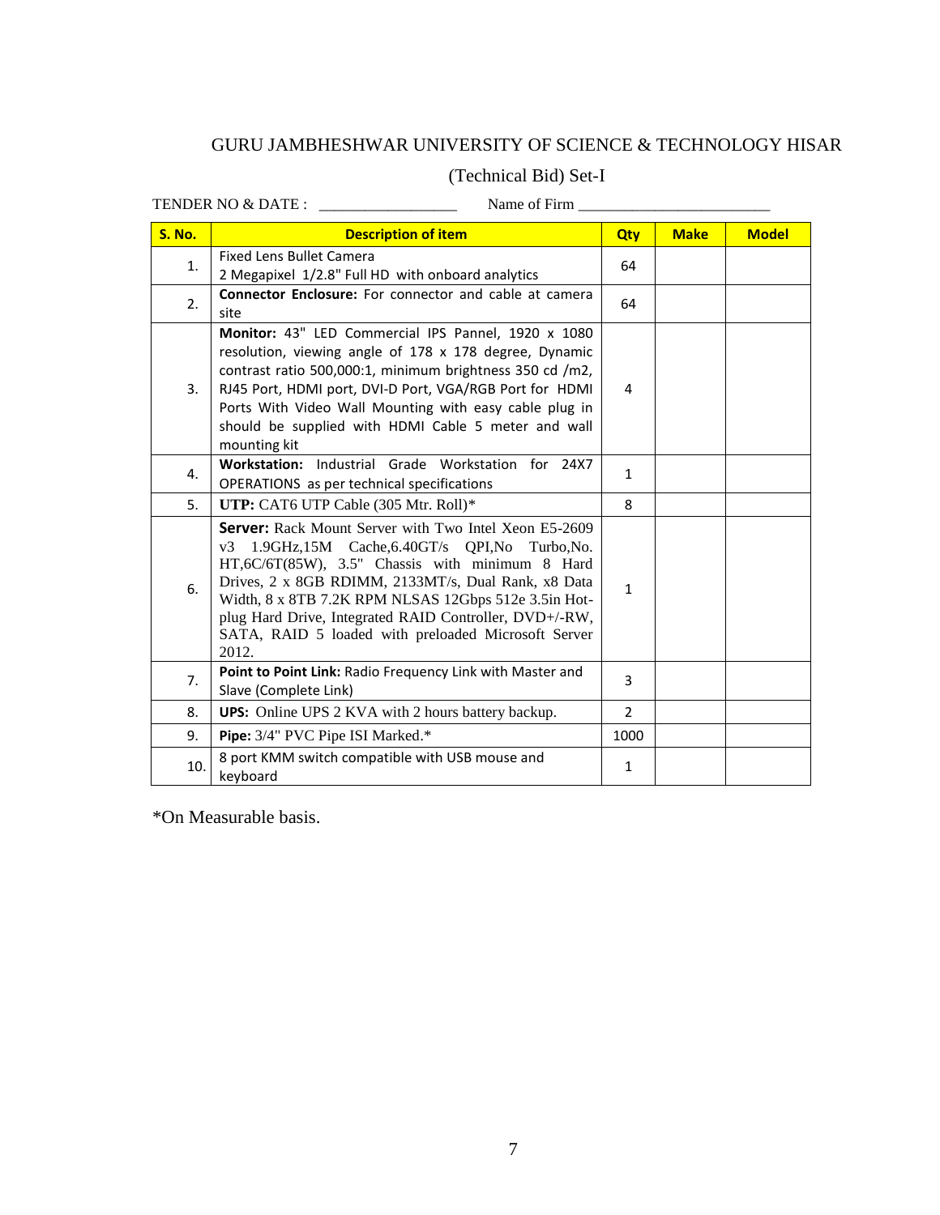GURU JAMBHESHWAR UNIVERSITY OF SCIENCE & TECHNOLOGY HISAR

(Technical Bid) Set-I

TENDER NO & DATE : _________________ Name of Firm ________________________

| S. No. | Description of item | Qty | Make | Model |
|---|---|---|---|---|
| 1. | Fixed Lens Bullet Camera 2 Megapixel 1/2.8" Full HD with onboard analytics | 64 | | |
| 2. | **Connector Enclosure:** For connector and cable at camera site | 64 | | |
| 3. | **Monitor:** 43" LED Commercial IPS Pannel, 1920 x 1080 resolution, viewing angle of 178 x 178 degree, Dynamic contrast ratio 500,000:1, minimum brightness 350 cd /m2, RJ45 Port, HDMI port, DVI-D Port, VGA/RGB Port for HDMI Ports With Video Wall Mounting with easy cable plug in should be supplied with HDMI Cable 5 meter and wall mounting kit | 4 | | |
| 4. | **Workstation:** Industrial Grade Workstation for 24X7 OPERATIONS as per technical specifications | 1 | | |
| 5. | **UTP:** CAT6 UTP Cable (305 Mtr. Roll)* | 8 | | |
| 6. | **Server:** Rack Mount Server with Two Intel Xeon E5-2609 v3 1.9GHz,15M Cache,6.40GT/s QPI,No Turbo,No. HT,6C/6T(85W), 3.5" Chassis with minimum 8 Hard Drives, 2 x 8GB RDIMM, 2133MT/s, Dual Rank, x8 Data Width, 8 x 8TB 7.2K RPM NLSAS 12Gbps 512e 3.5in Hot-plug Hard Drive, Integrated RAID Controller, DVD+/-RW, SATA, RAID 5 loaded with preloaded Microsoft Server 2012. | 1 | | |
| 7. | **Point to Point Link:** Radio Frequency Link with Master and Slave (Complete Link) | 3 | | |
| 8. | **UPS:** Online UPS 2 KVA with 2 hours battery backup. | 2 | | |
| 9. | **Pipe:** 3/4" PVC Pipe ISI Marked.* | 1000 | | |
| 10. | 8 port KMM switch compatible with USB mouse and keyboard | 1 | | |

*On Measurable basis.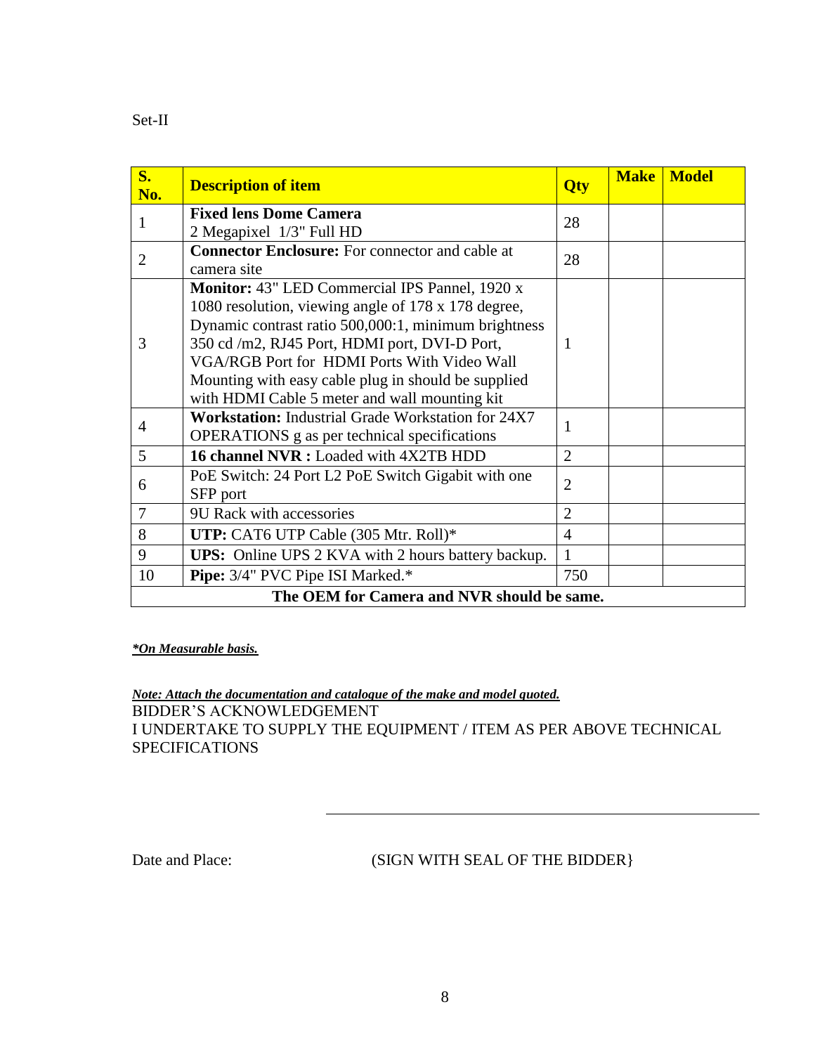Set-II

| S. No. | Description of item | Qty | Make | Model |
|---|---|---|---|---|
| 1 | **Fixed lens Dome Camera** 2 Megapixel 1/3" Full HD | 28 | | |
| 2 | **Connector Enclosure:** For connector and cable at camera site | 28 | | |
| 3 | **Monitor:** 43" LED Commercial IPS Pannel, 1920 x 1080 resolution, viewing angle of 178 x 178 degree, Dynamic contrast ratio 500,000:1, minimum brightness 350 cd /m2, RJ45 Port, HDMI port, DVI-D Port, VGA/RGB Port for HDMI Ports With Video Wall Mounting with easy cable plug in should be supplied with HDMI Cable 5 meter and wall mounting kit | 1 | | |
| 4 | **Workstation:** Industrial Grade Workstation for 24X7 OPERATIONS g as per technical specifications | 1 | | |
| 5 | **16 channel NVR :** Loaded with 4X2TB HDD | 2 | | |
| 6 | PoE Switch: 24 Port L2 PoE Switch Gigabit with one SFP port | 2 | | |
| 7 | 9U Rack with accessories | 2 | | |
| 8 | **UTP:** CAT6 UTP Cable (305 Mtr. Roll)* | 4 | | |
| 9 | **UPS:** Online UPS 2 KVA with 2 hours battery backup. | 1 | | |
| 10 | **Pipe:** 3/4" PVC Pipe ISI Marked.* | 750 | | |
| **The OEM for Camera and NVR should be same.** | | | | |

***On Measurable basis.***

***Note: Attach the documentation and catalogue of the make and model quoted.***

BIDDER'S ACKNOWLEDGEMENT

I UNDERTAKE TO SUPPLY THE EQUIPMENT / ITEM AS PER ABOVE TECHNICAL SPECIFICATIONS

Date and Place: (SIGN WITH SEAL OF THE BIDDER}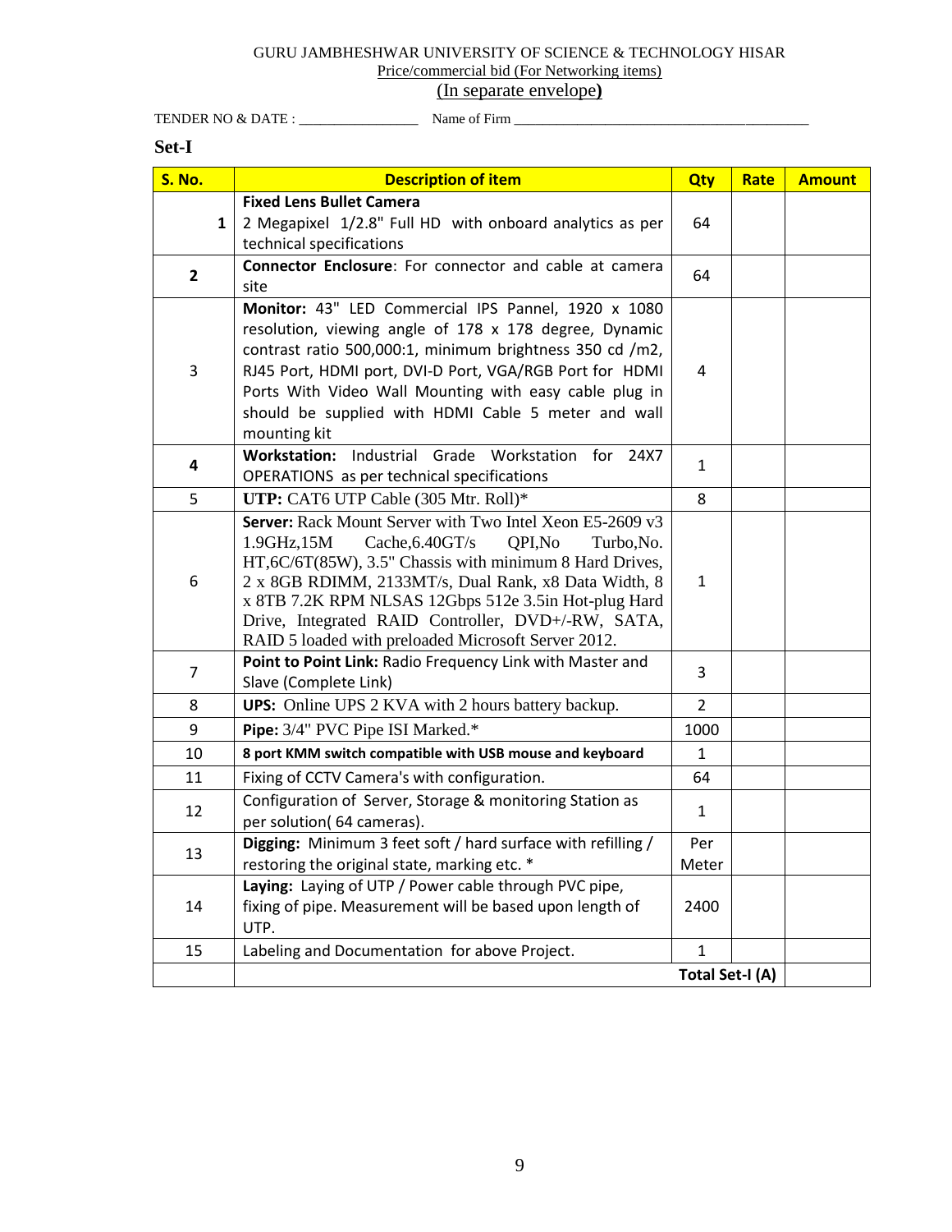GURU JAMBHESHWAR UNIVERSITY OF SCIENCE & TECHNOLOGY HISAR

Price/commercial bid (For Networking items)

(In separate envelope)

TENDER NO & DATE : ________________ Name of Firm ________________________________________

**Set-I**

| S. No. | Description of item | Qty | Rate | Amount |
|---|---|---|---|---|
| 1 | **Fixed Lens Bullet Camera** 2 Megapixel 1/2.8" Full HD with onboard analytics as per technical specifications | 64 | | |
| 2 | **Connector Enclosure**: For connector and cable at camera site | 64 | | |
| 3 | **Monitor:** 43" LED Commercial IPS Pannel, 1920 x 1080 resolution, viewing angle of 178 x 178 degree, Dynamic contrast ratio 500,000:1, minimum brightness 350 cd /m2, RJ45 Port, HDMI port, DVI-D Port, VGA/RGB Port for HDMI Ports With Video Wall Mounting with easy cable plug in should be supplied with HDMI Cable 5 meter and wall mounting kit | 4 | | |
| 4 | **Workstation:** Industrial Grade Workstation for 24X7 OPERATIONS as per technical specifications | 1 | | |
| 5 | **UTP:** CAT6 UTP Cable (305 Mtr. Roll)* | 8 | | |
| 6 | **Server:** Rack Mount Server with Two Intel Xeon E5-2609 v3 1.9GHz,15M Cache,6.40GT/s QPI,No Turbo,No. HT,6C/6T(85W), 3.5" Chassis with minimum 8 Hard Drives, 2 x 8GB RDIMM, 2133MT/s, Dual Rank, x8 Data Width, 8 x 8TB 7.2K RPM NLSAS 12Gbps 512e 3.5in Hot-plug Hard Drive, Integrated RAID Controller, DVD+/-RW, SATA, RAID 5 loaded with preloaded Microsoft Server 2012. | 1 | | |
| 7 | **Point to Point Link:** Radio Frequency Link with Master and Slave (Complete Link) | 3 | | |
| 8 | **UPS:** Online UPS 2 KVA with 2 hours battery backup. | 2 | | |
| 9 | **Pipe:** 3/4" PVC Pipe ISI Marked.* | 1000 | | |
| 10 | **8 port KMM switch compatible with USB mouse and keyboard** | 1 | | |
| 11 | Fixing of CCTV Camera's with configuration. | 64 | | |
| 12 | Configuration of Server, Storage & monitoring Station as per solution( 64 cameras). | 1 | | |
| 13 | **Digging:** Minimum 3 feet soft / hard surface with refilling / restoring the original state, marking etc. * | Per Meter | | |
| 14 | **Laying:** Laying of UTP / Power cable through PVC pipe, fixing of pipe. Measurement will be based upon length of UTP. | 2400 | | |
| 15 | Labeling and Documentation for above Project. | 1 | | |
| | | **Total Set-I (A)** | | |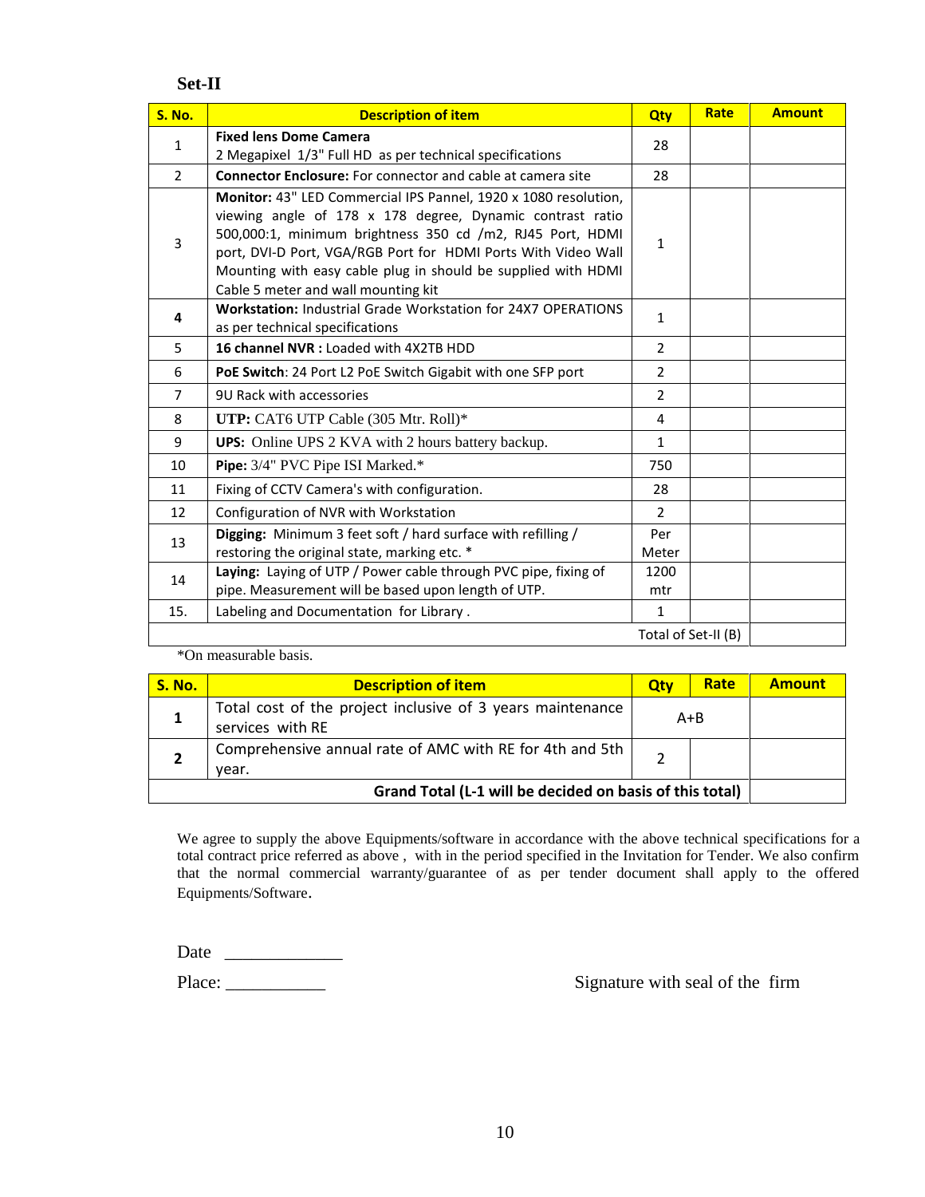**Set-II**

| S. No. | Description of item | Qty | Rate | Amount |
|---|---|---|---|---|
| 1 | **Fixed lens Dome Camera** 2 Megapixel 1/3" Full HD as per technical specifications | 28 | | |
| 2 | **Connector Enclosure:** For connector and cable at camera site | 28 | | |
| 3 | **Monitor:** 43" LED Commercial IPS Pannel, 1920 x 1080 resolution, viewing angle of 178 x 178 degree, Dynamic contrast ratio 500,000:1, minimum brightness 350 cd /m2, RJ45 Port, HDMI port, DVI-D Port, VGA/RGB Port for HDMI Ports With Video Wall Mounting with easy cable plug in should be supplied with HDMI Cable 5 meter and wall mounting kit | 1 | | |
| **4** | **Workstation:** Industrial Grade Workstation for 24X7 OPERATIONS as per technical specifications | 1 | | |
| 5 | **16 channel NVR :** Loaded with 4X2TB HDD | 2 | | |
| 6 | **PoE Switch**: 24 Port L2 PoE Switch Gigabit with one SFP port | 2 | | |
| 7 | 9U Rack with accessories | 2 | | |
| 8 | **UTP:** CAT6 UTP Cable (305 Mtr. Roll)* | 4 | | |
| 9 | **UPS:** Online UPS 2 KVA with 2 hours battery backup. | 1 | | |
| 10 | **Pipe:** 3/4" PVC Pipe ISI Marked.* | 750 | | |
| 11 | Fixing of CCTV Camera's with configuration. | 28 | | |
| 12 | Configuration of NVR with Workstation | 2 | | |
| 13 | **Digging:** Minimum 3 feet soft / hard surface with refilling / restoring the original state, marking etc. * | Per Meter | | |
| 14 | **Laying:** Laying of UTP / Power cable through PVC pipe, fixing of pipe. Measurement will be based upon length of UTP. | 1200 mtr | | |
| 15. | Labeling and Documentation for Library . | 1 | | |
| | | | Total of Set-II (B) | |

*On measurable basis.

| S. No. | Description of item | Qty | Rate | Amount |
|---|---|---|---|---|
| **1** | Total cost of the project inclusive of 3 years maintenance services with RE | A+B | | |
| **2** | Comprehensive annual rate of AMC with RE for 4th and 5th year. | 2 | | |
| | **Grand Total (L-1 will be decided on basis of this total)** | | | |

We agree to supply the above Equipments/software in accordance with the above technical specifications for a total contract price referred as above , with in the period specified in the Invitation for Tender. We also confirm that the normal commercial warranty/guarantee of as per tender document shall apply to the offered Equipments/Software.

Date _____________

Place: ___________

Signature with seal of the firm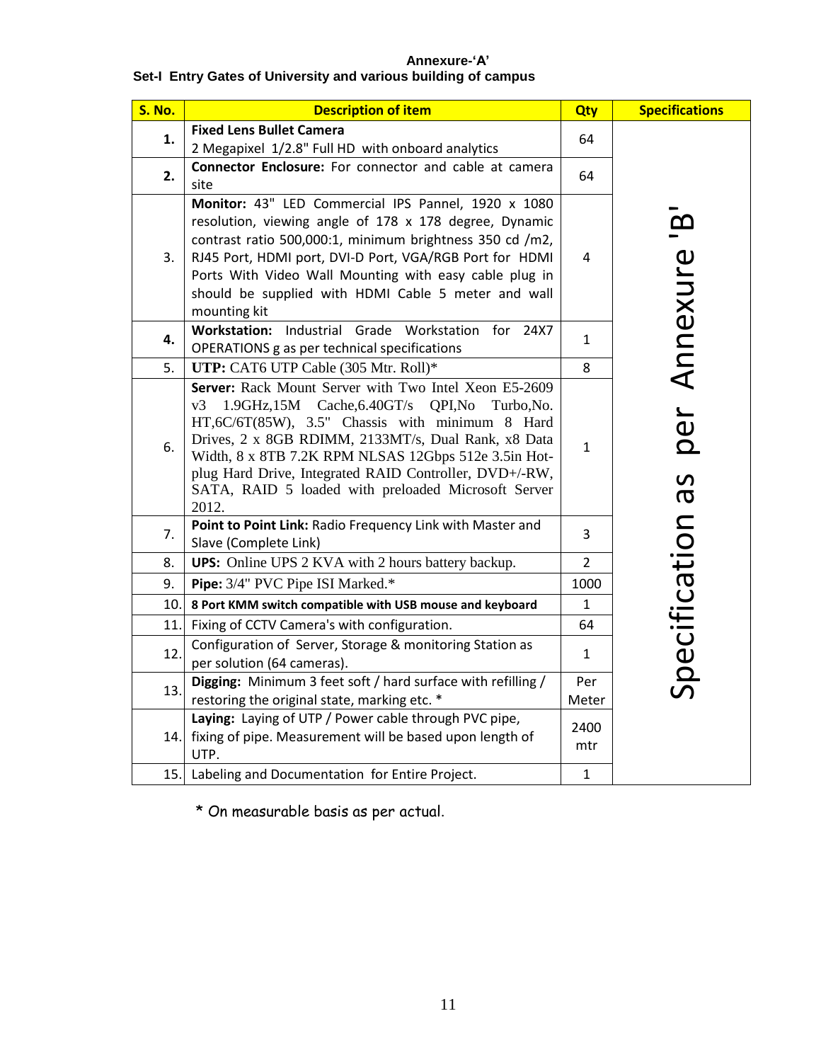**Annexure-'A'**

**Set-I Entry Gates of University and various building of campus**

| S. No. | Description of item | Qty | Specifications |
|---|---|---|---|
| **1.** | **Fixed Lens Bullet Camera** 2 Megapixel 1/2.8" Full HD with onboard analytics | 64 | Specification as per Annexure 'B' |
| **2.** | **Connector Enclosure:** For connector and cable at camera site | 64 | |
| 3. | **Monitor:** 43" LED Commercial IPS Pannel, 1920 x 1080 resolution, viewing angle of 178 x 178 degree, Dynamic contrast ratio 500,000:1, minimum brightness 350 cd /m2, RJ45 Port, HDMI port, DVI-D Port, VGA/RGB Port for HDMI Ports With Video Wall Mounting with easy cable plug in should be supplied with HDMI Cable 5 meter and wall mounting kit | 4 | |
| **4.** | **Workstation:** Industrial Grade Workstation for 24X7 OPERATIONS g as per technical specifications | 1 | |
| 5. | **UTP:** CAT6 UTP Cable (305 Mtr. Roll)* | 8 | |
| 6. | **Server:** Rack Mount Server with Two Intel Xeon E5-2609 v3 1.9GHz,15M Cache,6.40GT/s QPI,No Turbo,No. HT,6C/6T(85W), 3.5" Chassis with minimum 8 Hard Drives, 2 x 8GB RDIMM, 2133MT/s, Dual Rank, x8 Data Width, 8 x 8TB 7.2K RPM NLSAS 12Gbps 512e 3.5in Hot-plug Hard Drive, Integrated RAID Controller, DVD+/-RW, SATA, RAID 5 loaded with preloaded Microsoft Server 2012. | 1 | |
| 7. | **Point to Point Link:** Radio Frequency Link with Master and Slave (Complete Link) | 3 | |
| 8. | **UPS:** Online UPS 2 KVA with 2 hours battery backup. | 2 | |
| 9. | **Pipe:** 3/4" PVC Pipe ISI Marked.* | 1000 | |
| 10. | **8 Port KMM switch compatible with USB mouse and keyboard** | 1 | |
| 11. | Fixing of CCTV Camera's with configuration. | 64 | |
| 12. | Configuration of Server, Storage & monitoring Station as per solution (64 cameras). | 1 | |
| 13. | **Digging:** Minimum 3 feet soft / hard surface with refilling / restoring the original state, marking etc. * | Per Meter | |
| 14. | **Laying:** Laying of UTP / Power cable through PVC pipe, fixing of pipe. Measurement will be based upon length of UTP. | 2400 mtr | |
| 15. | Labeling and Documentation for Entire Project. | 1 | |

* On measurable basis as per actual.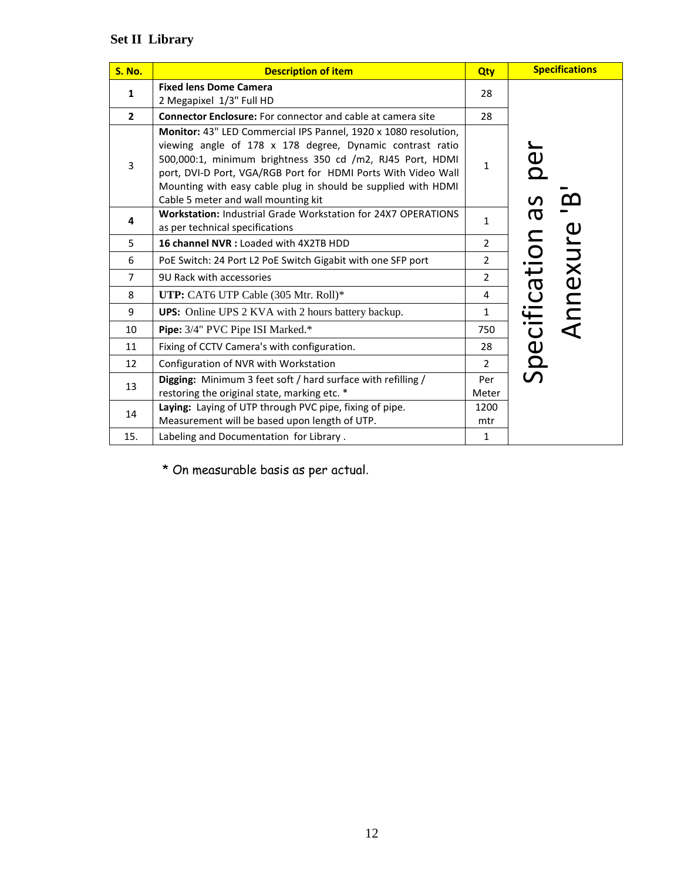## Set II Library

| S. No. | Description of item | Qty | Specifications |
|---|---|---|---|
| **1** | **Fixed lens Dome Camera** 2 Megapixel 1/3" Full HD | 28 | Specification as per Annexure 'B' |
| **2** | **Connector Enclosure:** For connector and cable at camera site | 28 | |
| 3 | **Monitor:** 43" LED Commercial IPS Pannel, 1920 x 1080 resolution, viewing angle of 178 x 178 degree, Dynamic contrast ratio 500,000:1, minimum brightness 350 cd /m2, RJ45 Port, HDMI port, DVI-D Port, VGA/RGB Port for HDMI Ports With Video Wall Mounting with easy cable plug in should be supplied with HDMI Cable 5 meter and wall mounting kit | 1 | |
| **4** | **Workstation:** Industrial Grade Workstation for 24X7 OPERATIONS as per technical specifications | 1 | |
| 5 | **16 channel NVR :** Loaded with 4X2TB HDD | 2 | |
| 6 | PoE Switch: 24 Port L2 PoE Switch Gigabit with one SFP port | 2 | |
| 7 | 9U Rack with accessories | 2 | |
| 8 | **UTP:** CAT6 UTP Cable (305 Mtr. Roll)* | 4 | |
| 9 | **UPS:** Online UPS 2 KVA with 2 hours battery backup. | 1 | |
| 10 | **Pipe:** 3/4" PVC Pipe ISI Marked.* | 750 | |
| 11 | Fixing of CCTV Camera's with configuration. | 28 | |
| 12 | Configuration of NVR with Workstation | 2 | |
| 13 | **Digging:** Minimum 3 feet soft / hard surface with refilling / restoring the original state, marking etc. * | Per Meter | |
| 14 | **Laying:** Laying of UTP through PVC pipe, fixing of pipe. Measurement will be based upon length of UTP. | 1200 mtr | |
| 15. | Labeling and Documentation for Library . | 1 | |

\* On measurable basis as per actual.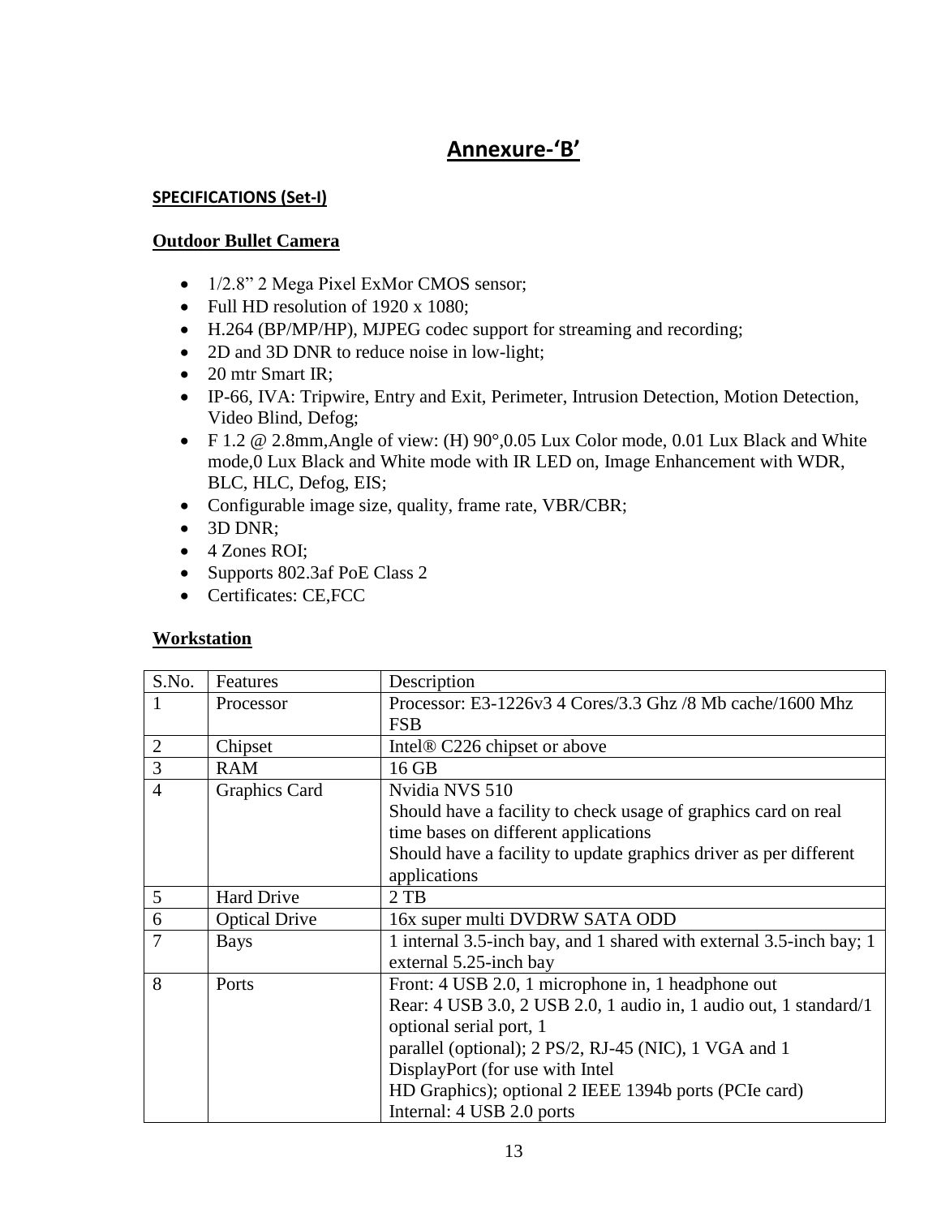# Annexure-'B'

**SPECIFICATIONS (Set-I)**

**Outdoor Bullet Camera**

- 1/2.8" 2 Mega Pixel ExMor CMOS sensor;
- Full HD resolution of 1920 x 1080;
- H.264 (BP/MP/HP), MJPEG codec support for streaming and recording;
- 2D and 3D DNR to reduce noise in low-light;
- 20 mtr Smart IR;
- IP-66, IVA: Tripwire, Entry and Exit, Perimeter, Intrusion Detection, Motion Detection, Video Blind, Defog;
- F 1.2 @ 2.8mm,Angle of view: (H) 90°,0.05 Lux Color mode, 0.01 Lux Black and White mode,0 Lux Black and White mode with IR LED on, Image Enhancement with WDR, BLC, HLC, Defog, EIS;
- Configurable image size, quality, frame rate, VBR/CBR;
- 3D DNR;
- 4 Zones ROI;
- Supports 802.3af PoE Class 2
- Certificates: CE,FCC

**Workstation**

| S.No. | Features | Description |
|---|---|---|
| 1 | Processor | Processor: E3-1226v3 4 Cores/3.3 Ghz /8 Mb cache/1600 Mhz FSB |
| 2 | Chipset | Intel® C226 chipset or above |
| 3 | RAM | 16 GB |
| 4 | Graphics Card | Nvidia NVS 510<br>Should have a facility to check usage of graphics card on real time bases on different applications<br>Should have a facility to update graphics driver as per different applications |
| 5 | Hard Drive | 2 TB |
| 6 | Optical Drive | 16x super multi DVDRW SATA ODD |
| 7 | Bays | 1 internal 3.5-inch bay, and 1 shared with external 3.5-inch bay; 1 external 5.25-inch bay |
| 8 | Ports | Front: 4 USB 2.0, 1 microphone in, 1 headphone out<br>Rear: 4 USB 3.0, 2 USB 2.0, 1 audio in, 1 audio out, 1 standard/1 optional serial port, 1 parallel (optional); 2 PS/2, RJ-45 (NIC), 1 VGA and 1 DisplayPort (for use with Intel HD Graphics); optional 2 IEEE 1394b ports (PCIe card)<br>Internal: 4 USB 2.0 ports |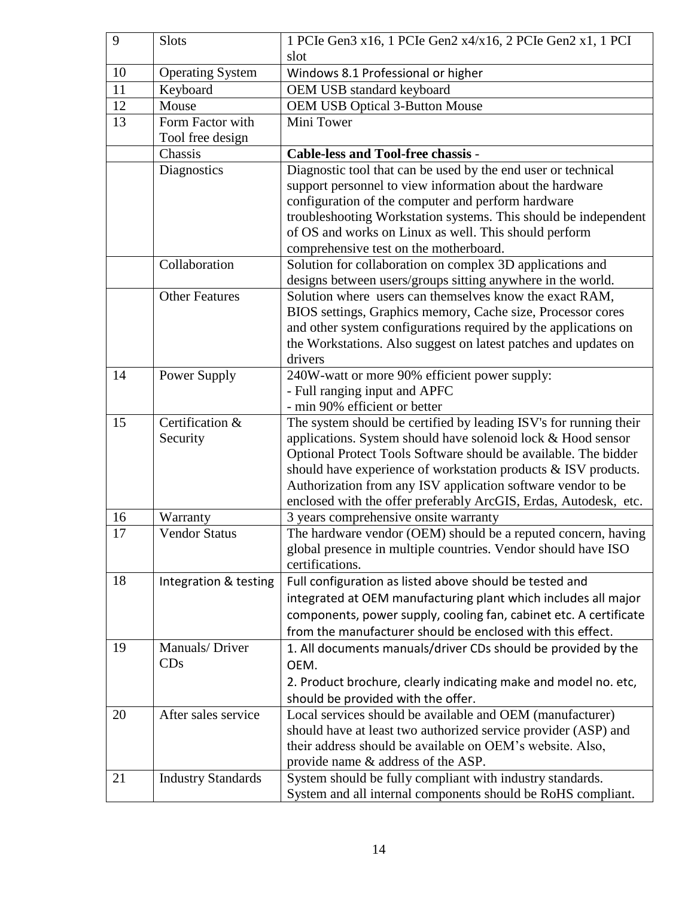| 9 | Slots | 1 PCIe Gen3 x16, 1 PCIe Gen2 x4/x16, 2 PCIe Gen2 x1, 1 PCI slot |
|---|---|---|
| 10 | Operating System | Windows 8.1 Professional or higher |
| 11 | Keyboard | OEM USB standard keyboard |
| 12 | Mouse | OEM USB Optical 3-Button Mouse |
| 13 | Form Factor with Tool free design | Mini Tower |
| | Chassis | **Cable-less and Tool-free chassis** - |
| | Diagnostics | Diagnostic tool that can be used by the end user or technical support personnel to view information about the hardware configuration of the computer and perform hardware troubleshooting Workstation systems. This should be independent of OS and works on Linux as well. This should perform comprehensive test on the motherboard. |
| | Collaboration | Solution for collaboration on complex 3D applications and designs between users/groups sitting anywhere in the world. |
| | Other Features | Solution where users can themselves know the exact RAM, BIOS settings, Graphics memory, Cache size, Processor cores and other system configurations required by the applications on the Workstations. Also suggest on latest patches and updates on drivers |
| 14 | Power Supply | 240W-watt or more 90% efficient power supply:<br>- Full ranging input and APFC<br>- min 90% efficient or better |
| 15 | Certification & Security | The system should be certified by leading ISV's for running their applications. System should have solenoid lock & Hood sensor Optional Protect Tools Software should be available. The bidder should have experience of workstation products & ISV products. Authorization from any ISV application software vendor to be enclosed with the offer preferably ArcGIS, Erdas, Autodesk, etc. |
| 16 | Warranty | 3 years comprehensive onsite warranty |
| 17 | Vendor Status | The hardware vendor (OEM) should be a reputed concern, having global presence in multiple countries. Vendor should have ISO certifications. |
| 18 | Integration & testing | Full configuration as listed above should be tested and integrated at OEM manufacturing plant which includes all major components, power supply, cooling fan, cabinet etc. A certificate from the manufacturer should be enclosed with this effect. |
| 19 | Manuals/ Driver CDs | 1. All documents manuals/driver CDs should be provided by the OEM.<br>2. Product brochure, clearly indicating make and model no. etc, should be provided with the offer. |
| 20 | After sales service | Local services should be available and OEM (manufacturer) should have at least two authorized service provider (ASP) and their address should be available on OEM's website. Also, provide name & address of the ASP. |
| 21 | Industry Standards | System should be fully compliant with industry standards. System and all internal components should be RoHS compliant. |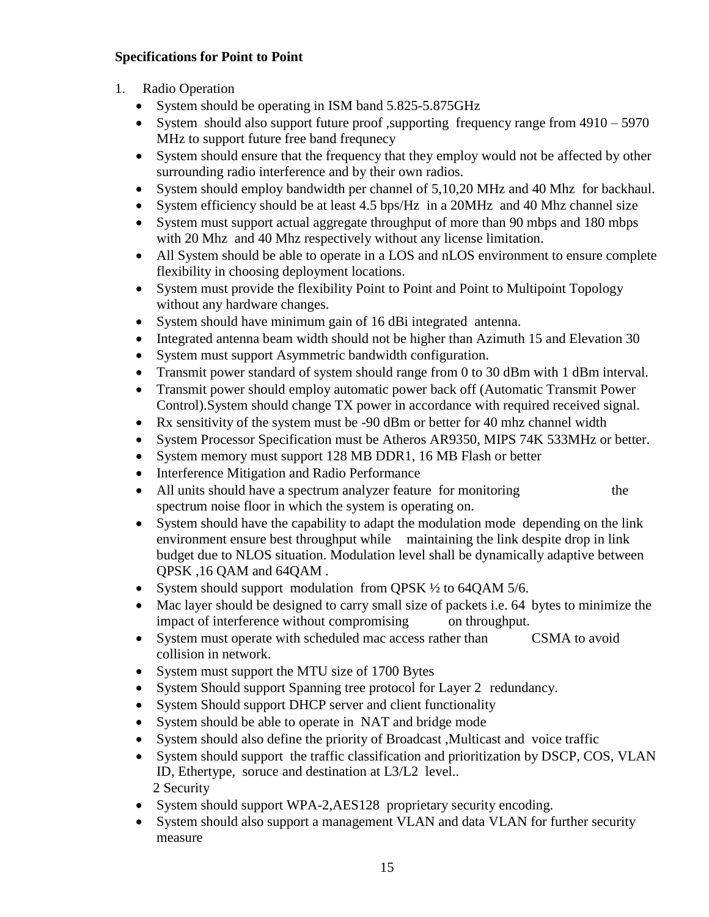**Specifications for Point to Point**

1. Radio Operation
   - System should be operating in ISM band 5.825-5.875GHz
   - System should also support future proof ,supporting frequency range from 4910 – 5970 MHz to support future free band frequnecy
   - System should ensure that the frequency that they employ would not be affected by other surrounding radio interference and by their own radios.
   - System should employ bandwidth per channel of 5,10,20 MHz and 40 Mhz for backhaul.
   - System efficiency should be at least 4.5 bps/Hz in a 20MHz and 40 Mhz channel size
   - System must support actual aggregate throughput of more than 90 mbps and 180 mbps with 20 Mhz and 40 Mhz respectively without any license limitation.
   - All System should be able to operate in a LOS and nLOS environment to ensure complete flexibility in choosing deployment locations.
   - System must provide the flexibility Point to Point and Point to Multipoint Topology without any hardware changes.
   - System should have minimum gain of 16 dBi integrated antenna.
   - Integrated antenna beam width should not be higher than Azimuth 15 and Elevation 30
   - System must support Asymmetric bandwidth configuration.
   - Transmit power standard of system should range from 0 to 30 dBm with 1 dBm interval.
   - Transmit power should employ automatic power back off (Automatic Transmit Power Control).System should change TX power in accordance with required received signal.
   - Rx sensitivity of the system must be -90 dBm or better for 40 mhz channel width
   - System Processor Specification must be Atheros AR9350, MIPS 74K 533MHz or better.
   - System memory must support 128 MB DDR1, 16 MB Flash or better
   - Interference Mitigation and Radio Performance
   - All units should have a spectrum analyzer feature for monitoring the spectrum noise floor in which the system is operating on.
   - System should have the capability to adapt the modulation mode depending on the link environment ensure best throughput while maintaining the link despite drop in link budget due to NLOS situation. Modulation level shall be dynamically adaptive between QPSK ,16 QAM and 64QAM .
   - System should support modulation from QPSK ½ to 64QAM 5/6.
   - Mac layer should be designed to carry small size of packets i.e. 64 bytes to minimize the impact of interference without compromising on throughput.
   - System must operate with scheduled mac access rather than CSMA to avoid collision in network.
   - System must support the MTU size of 1700 Bytes
   - System Should support Spanning tree protocol for Layer 2 redundancy.
   - System Should support DHCP server and client functionality
   - System should be able to operate in NAT and bridge mode
   - System should also define the priority of Broadcast ,Multicast and voice traffic
   - System should support the traffic classification and prioritization by DSCP, COS, VLAN ID, Ethertype, soruce and destination at L3/L2 level..

2 Security
   - System should support WPA-2,AES128 proprietary security encoding.
   - System should also support a management VLAN and data VLAN for further security measure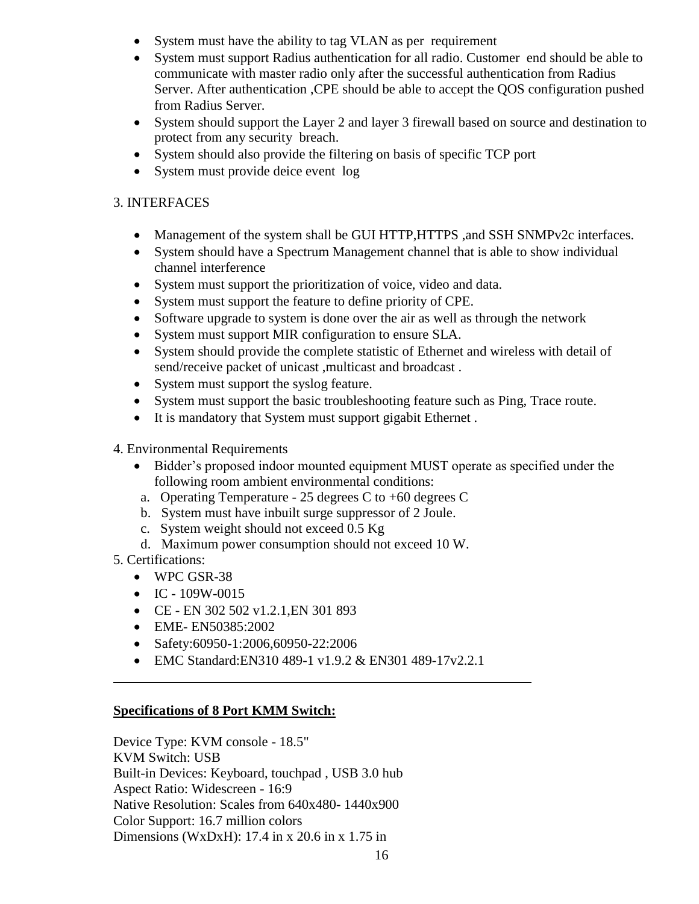- System must have the ability to tag VLAN as per requirement
- System must support Radius authentication for all radio. Customer end should be able to communicate with master radio only after the successful authentication from Radius Server. After authentication ,CPE should be able to accept the QOS configuration pushed from Radius Server.
- System should support the Layer 2 and layer 3 firewall based on source and destination to protect from any security breach.
- System should also provide the filtering on basis of specific TCP port
- System must provide deice event log

3. INTERFACES

- Management of the system shall be GUI HTTP,HTTPS ,and SSH SNMPv2c interfaces.
- System should have a Spectrum Management channel that is able to show individual channel interference
- System must support the prioritization of voice, video and data.
- System must support the feature to define priority of CPE.
- Software upgrade to system is done over the air as well as through the network
- System must support MIR configuration to ensure SLA.
- System should provide the complete statistic of Ethernet and wireless with detail of send/receive packet of unicast ,multicast and broadcast .
- System must support the syslog feature.
- System must support the basic troubleshooting feature such as Ping, Trace route.
- It is mandatory that System must support gigabit Ethernet .

4. Environmental Requirements

- Bidder's proposed indoor mounted equipment MUST operate as specified under the following room ambient environmental conditions:
  a. Operating Temperature - 25 degrees C to +60 degrees C
  b. System must have inbuilt surge suppressor of 2 Joule.
  c. System weight should not exceed 0.5 Kg
  d. Maximum power consumption should not exceed 10 W.

5. Certifications:

- WPC GSR-38
- IC - 109W-0015
- CE - EN 302 502 v1.2.1,EN 301 893
- EME- EN50385:2002
- Safety:60950-1:2006,60950-22:2006
- EMC Standard:EN310 489-1 v1.9.2 & EN301 489-17v2.2.1

---

**Specifications of 8 Port KMM Switch:**

Device Type: KVM console - 18.5"
KVM Switch: USB
Built-in Devices: Keyboard, touchpad , USB 3.0 hub
Aspect Ratio: Widescreen - 16:9
Native Resolution: Scales from 640x480- 1440x900
Color Support: 16.7 million colors
Dimensions (WxDxH): 17.4 in x 20.6 in x 1.75 in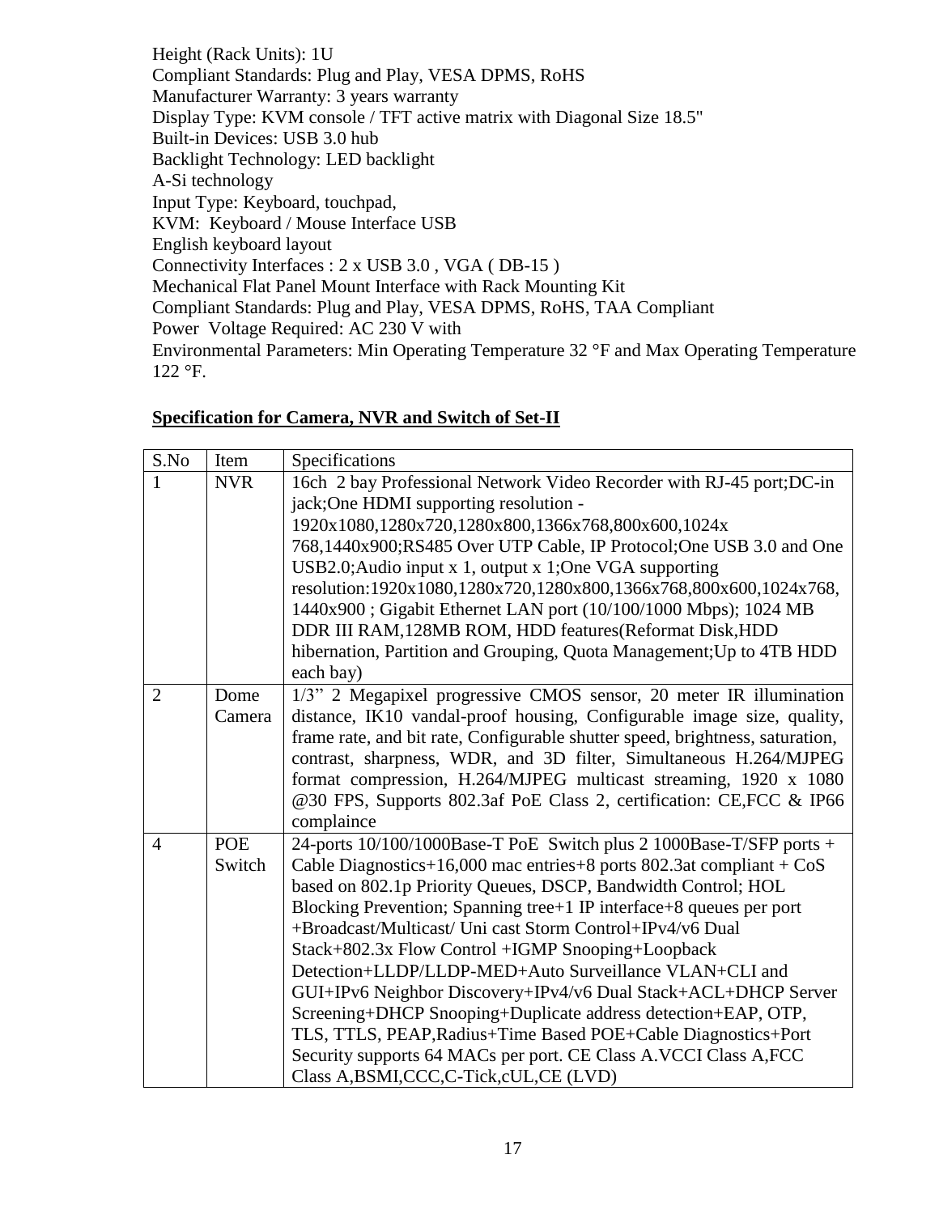Height (Rack Units): 1U
Compliant Standards: Plug and Play, VESA DPMS, RoHS
Manufacturer Warranty: 3 years warranty
Display Type: KVM console / TFT active matrix with Diagonal Size 18.5"
Built-in Devices: USB 3.0 hub
Backlight Technology: LED backlight
A-Si technology
Input Type: Keyboard, touchpad,
KVM: Keyboard / Mouse Interface USB
English keyboard layout
Connectivity Interfaces : 2 x USB 3.0 , VGA ( DB-15 )
Mechanical Flat Panel Mount Interface with Rack Mounting Kit
Compliant Standards: Plug and Play, VESA DPMS, RoHS, TAA Compliant
Power Voltage Required: AC 230 V with
Environmental Parameters: Min Operating Temperature 32 °F and Max Operating Temperature 122 °F.

**Specification for Camera, NVR and Switch of Set-II**

| S.No | Item | Specifications |
|---|---|---|
| 1 | NVR | 16ch 2 bay Professional Network Video Recorder with RJ-45 port;DC-in jack;One HDMI supporting resolution - 1920x1080,1280x720,1280x800,1366x768,800x600,1024x 768,1440x900;RS485 Over UTP Cable, IP Protocol;One USB 3.0 and One USB2.0;Audio input x 1, output x 1;One VGA supporting resolution:1920x1080,1280x720,1280x800,1366x768,800x600,1024x768, 1440x900 ; Gigabit Ethernet LAN port (10/100/1000 Mbps); 1024 MB DDR III RAM,128MB ROM, HDD features(Reformat Disk,HDD hibernation, Partition and Grouping, Quota Management;Up to 4TB HDD each bay) |
| 2 | Dome Camera | 1/3" 2 Megapixel progressive CMOS sensor, 20 meter IR illumination distance, IK10 vandal-proof housing, Configurable image size, quality, frame rate, and bit rate, Configurable shutter speed, brightness, saturation, contrast, sharpness, WDR, and 3D filter, Simultaneous H.264/MJPEG format compression, H.264/MJPEG multicast streaming, 1920 x 1080 @30 FPS, Supports 802.3af PoE Class 2, certification: CE,FCC & IP66 complaince |
| 4 | POE Switch | 24-ports 10/100/1000Base-T PoE Switch plus 2 1000Base-T/SFP ports + Cable Diagnostics+16,000 mac entries+8 ports 802.3at compliant + CoS based on 802.1p Priority Queues, DSCP, Bandwidth Control; HOL Blocking Prevention; Spanning tree+1 IP interface+8 queues per port +Broadcast/Multicast/ Uni cast Storm Control+IPv4/v6 Dual Stack+802.3x Flow Control +IGMP Snooping+Loopback Detection+LLDP/LLDP-MED+Auto Surveillance VLAN+CLI and GUI+IPv6 Neighbor Discovery+IPv4/v6 Dual Stack+ACL+DHCP Server Screening+DHCP Snooping+Duplicate address detection+EAP, OTP, TLS, TTLS, PEAP,Radius+Time Based POE+Cable Diagnostics+Port Security supports 64 MACs per port. CE Class A.VCCI Class A,FCC Class A,BSMI,CCC,C-Tick,cUL,CE (LVD) |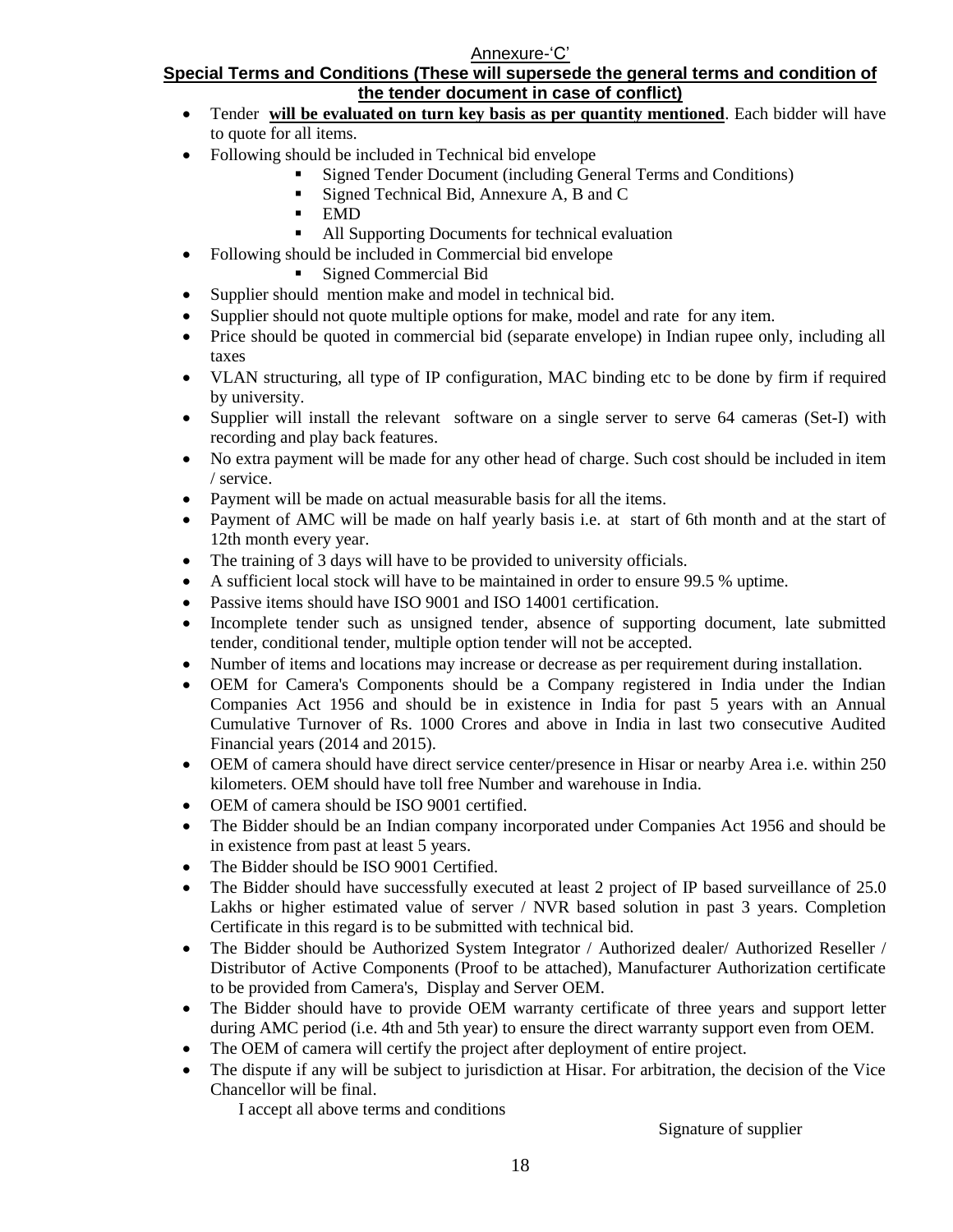Annexure-'C'

**Special Terms and Conditions (These will supersede the general terms and condition of the tender document in case of conflict)**

- Tender **will be evaluated on turn key basis as per quantity mentioned**. Each bidder will have to quote for all items.
- Following should be included in Technical bid envelope
  - Signed Tender Document (including General Terms and Conditions)
  - Signed Technical Bid, Annexure A, B and C
  - EMD
  - All Supporting Documents for technical evaluation
- Following should be included in Commercial bid envelope
  - Signed Commercial Bid
- Supplier should mention make and model in technical bid.
- Supplier should not quote multiple options for make, model and rate for any item.
- Price should be quoted in commercial bid (separate envelope) in Indian rupee only, including all taxes
- VLAN structuring, all type of IP configuration, MAC binding etc to be done by firm if required by university.
- Supplier will install the relevant software on a single server to serve 64 cameras (Set-I) with recording and play back features.
- No extra payment will be made for any other head of charge. Such cost should be included in item / service.
- Payment will be made on actual measurable basis for all the items.
- Payment of AMC will be made on half yearly basis i.e. at start of 6th month and at the start of 12th month every year.
- The training of 3 days will have to be provided to university officials.
- A sufficient local stock will have to be maintained in order to ensure 99.5 % uptime.
- Passive items should have ISO 9001 and ISO 14001 certification.
- Incomplete tender such as unsigned tender, absence of supporting document, late submitted tender, conditional tender, multiple option tender will not be accepted.
- Number of items and locations may increase or decrease as per requirement during installation.
- OEM for Camera's Components should be a Company registered in India under the Indian Companies Act 1956 and should be in existence in India for past 5 years with an Annual Cumulative Turnover of Rs. 1000 Crores and above in India in last two consecutive Audited Financial years (2014 and 2015).
- OEM of camera should have direct service center/presence in Hisar or nearby Area i.e. within 250 kilometers. OEM should have toll free Number and warehouse in India.
- OEM of camera should be ISO 9001 certified.
- The Bidder should be an Indian company incorporated under Companies Act 1956 and should be in existence from past at least 5 years.
- The Bidder should be ISO 9001 Certified.
- The Bidder should have successfully executed at least 2 project of IP based surveillance of 25.0 Lakhs or higher estimated value of server / NVR based solution in past 3 years. Completion Certificate in this regard is to be submitted with technical bid.
- The Bidder should be Authorized System Integrator / Authorized dealer/ Authorized Reseller / Distributor of Active Components (Proof to be attached), Manufacturer Authorization certificate to be provided from Camera's, Display and Server OEM.
- The Bidder should have to provide OEM warranty certificate of three years and support letter during AMC period (i.e. 4th and 5th year) to ensure the direct warranty support even from OEM.
- The OEM of camera will certify the project after deployment of entire project.
- The dispute if any will be subject to jurisdiction at Hisar. For arbitration, the decision of the Vice Chancellor will be final.

I accept all above terms and conditions

Signature of supplier